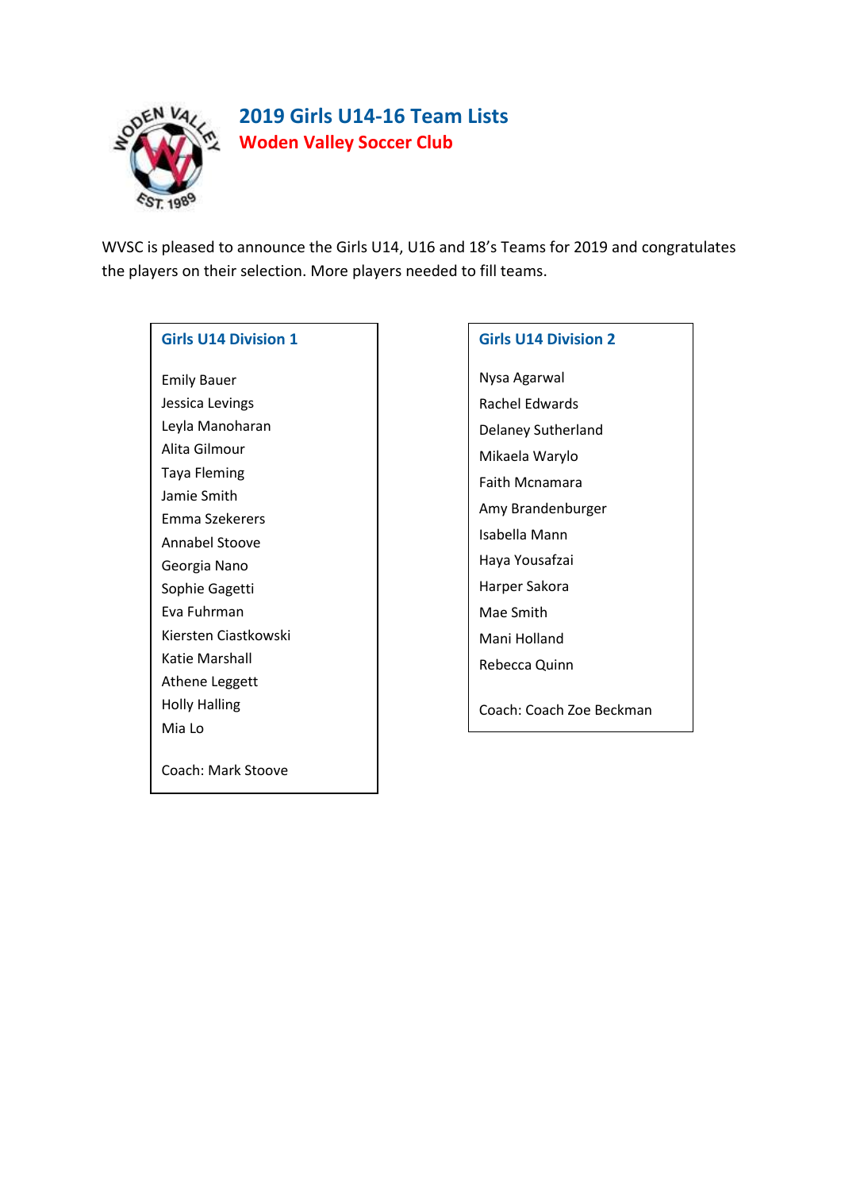# 2019 Girls U14-16 Team Lists

## Woden Valley Soccer Club

WVSC is pleased to announce the Girls U14, U16 and 18's Teams for 2019 and congratulates the players on their selection. More players needed to fill teams.

### Girls U14 Division 1

Emily Bauer
Jessica Levings
Leyla Manoharan
Alita Gilmour
Taya Fleming
Jamie Smith
Emma Szekerers
Annabel Stoove
Georgia Nano
Sophie Gagetti
Eva Fuhrman
Kiersten Ciastkowski
Katie Marshall
Athene Leggett
Holly Halling
Mia Lo

Coach: Mark Stoove

### Girls U14 Division 2

Nysa Agarwal
Rachel Edwards
Delaney Sutherland
Mikaela Warylo
Faith Mcnamara
Amy Brandenburger
Isabella Mann
Haya Yousafzai
Harper Sakora
Mae Smith
Mani Holland
Rebecca Quinn

Coach: Coach Zoe Beckman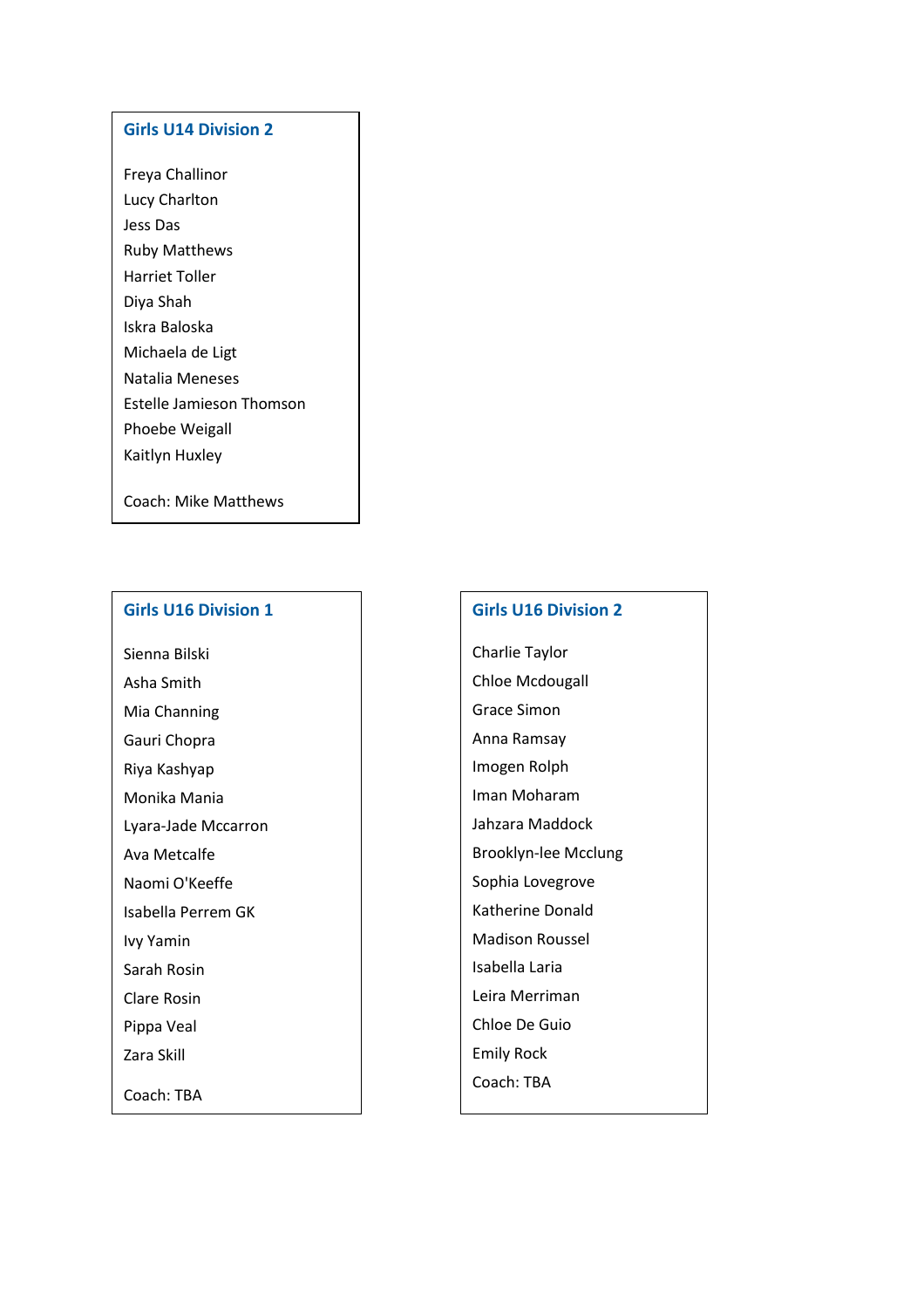## Girls U14 Division 2

Freya Challinor
Lucy Charlton
Jess Das
Ruby Matthews
Harriet Toller
Diya Shah
Iskra Baloska
Michaela de Ligt
Natalia Meneses
Estelle Jamieson Thomson
Phoebe Weigall
Kaitlyn Huxley

Coach: Mike Matthews

## Girls U16 Division 1

Sienna Bilski
Asha Smith
Mia Channing
Gauri Chopra
Riya Kashyap
Monika Mania
Lyara-Jade Mccarron
Ava Metcalfe
Naomi O'Keeffe
Isabella Perrem GK
Ivy Yamin
Sarah Rosin
Clare Rosin
Pippa Veal
Zara Skill

Coach: TBA

## Girls U16 Division 2

Charlie Taylor
Chloe Mcdougall
Grace Simon
Anna Ramsay
Imogen Rolph
Iman Moharam
Jahzara Maddock
Brooklyn-lee Mcclung
Sophia Lovegrove
Katherine Donald
Madison Roussel
Isabella Laria
Leira Merriman
Chloe De Guio
Emily Rock
Coach: TBA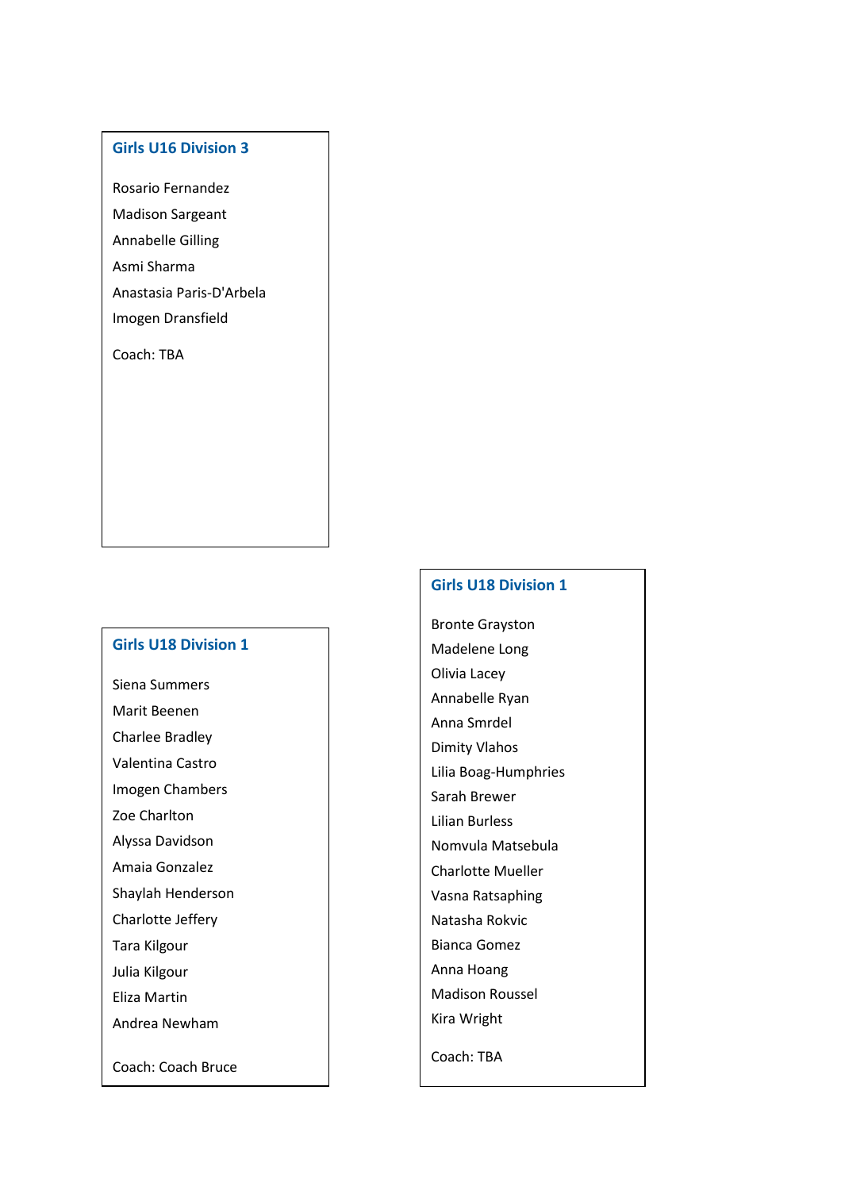### Girls U16 Division 3

Rosario Fernandez
Madison Sargeant
Annabelle Gilling
Asmi Sharma
Anastasia Paris-D'Arbela
Imogen Dransfield

Coach: TBA

### Girls U18 Division 1

Siena Summers
Marit Beenen
Charlee Bradley
Valentina Castro
Imogen Chambers
Zoe Charlton
Alyssa Davidson
Amaia Gonzalez
Shaylah Henderson
Charlotte Jeffery
Tara Kilgour
Julia Kilgour
Eliza Martin
Andrea Newham

Coach: Coach Bruce

### Girls U18 Division 1

Bronte Grayston
Madelene Long
Olivia Lacey
Annabelle Ryan
Anna Smrdel
Dimity Vlahos
Lilia Boag-Humphries
Sarah Brewer
Lilian Burless
Nomvula Matsebula
Charlotte Mueller
Vasna Ratsaphing
Natasha Rokvic
Bianca Gomez
Anna Hoang
Madison Roussel
Kira Wright

Coach: TBA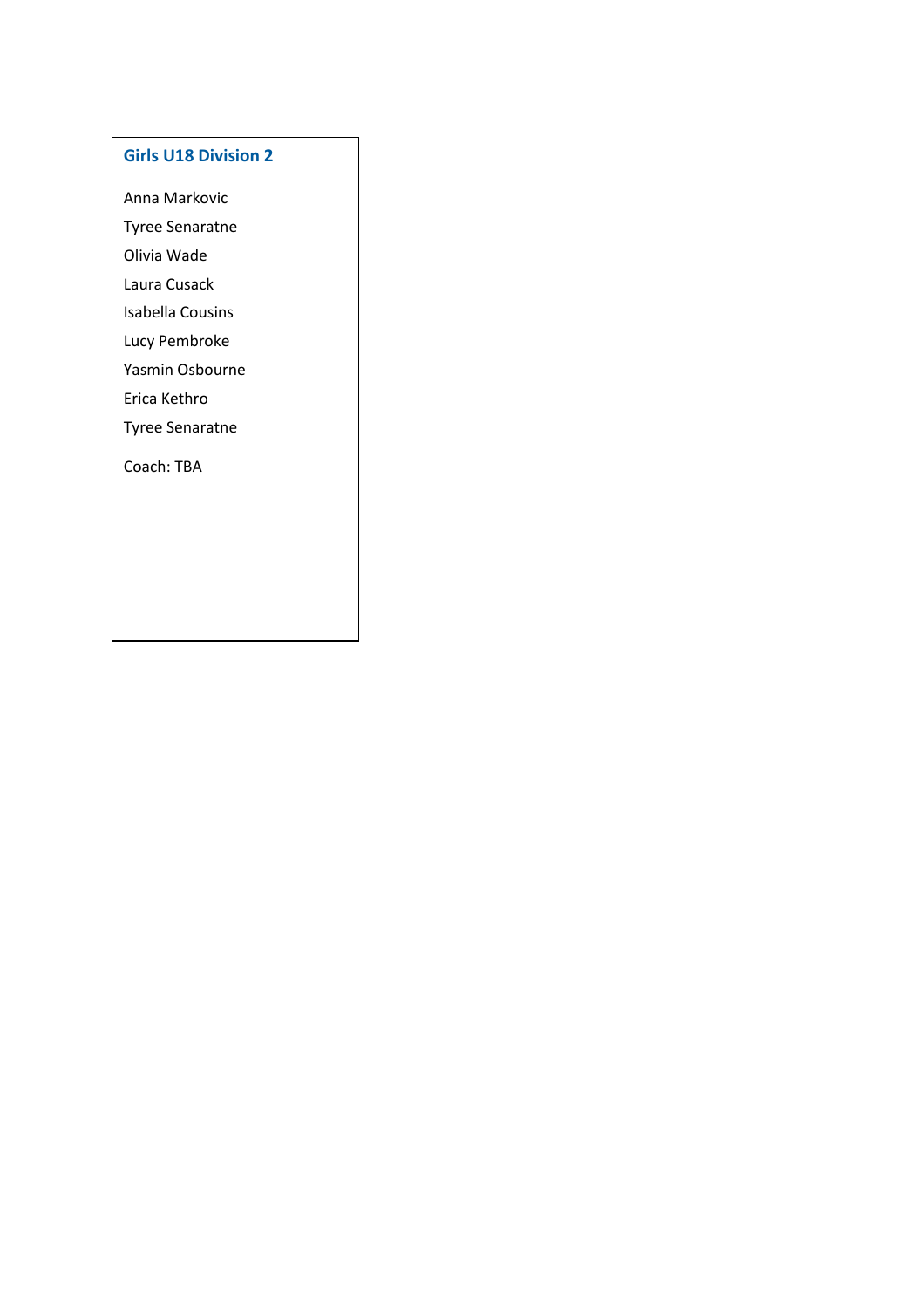### Girls U18 Division 2

Anna Markovic

Tyree Senaratne

Olivia Wade

Laura Cusack

Isabella Cousins

Lucy Pembroke

Yasmin Osbourne

Erica Kethro

Tyree Senaratne

Coach: TBA